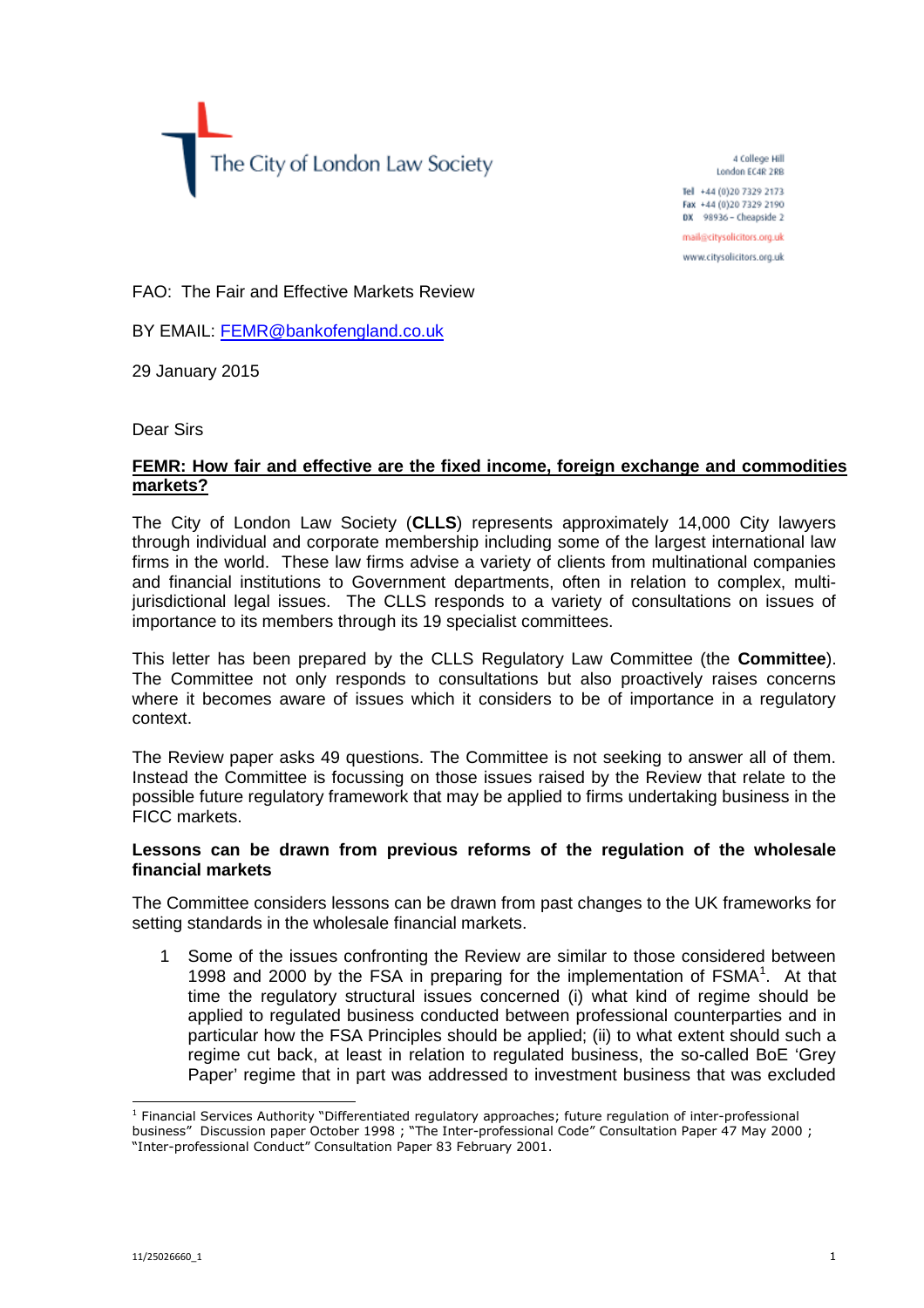The City of London Law Society

4 College Hill
London EC4R 2RB

Tel +44 (0)20 7329 2173
Fax +44 (0)20 7329 2190
DX 98936 – Cheapside 2

mail@citysolicitors.org.uk

www.citysolicitors.org.uk

FAO: The Fair and Effective Markets Review

BY EMAIL: FEMR@bankofengland.co.uk

29 January 2015

Dear Sirs

**FEMR: How fair and effective are the fixed income, foreign exchange and commodities markets?**

The City of London Law Society (**CLLS**) represents approximately 14,000 City lawyers through individual and corporate membership including some of the largest international law firms in the world. These law firms advise a variety of clients from multinational companies and financial institutions to Government departments, often in relation to complex, multi-jurisdictional legal issues. The CLLS responds to a variety of consultations on issues of importance to its members through its 19 specialist committees.

This letter has been prepared by the CLLS Regulatory Law Committee (the **Committee**). The Committee not only responds to consultations but also proactively raises concerns where it becomes aware of issues which it considers to be of importance in a regulatory context.

The Review paper asks 49 questions. The Committee is not seeking to answer all of them. Instead the Committee is focussing on those issues raised by the Review that relate to the possible future regulatory framework that may be applied to firms undertaking business in the FICC markets.

**Lessons can be drawn from previous reforms of the regulation of the wholesale financial markets**

The Committee considers lessons can be drawn from past changes to the UK frameworks for setting standards in the wholesale financial markets.

1. Some of the issues confronting the Review are similar to those considered between 1998 and 2000 by the FSA in preparing for the implementation of FSMA[1]. At that time the regulatory structural issues concerned (i) what kind of regime should be applied to regulated business conducted between professional counterparties and in particular how the FSA Principles should be applied; (ii) to what extent should such a regime cut back, at least in relation to regulated business, the so-called BoE 'Grey Paper' regime that in part was addressed to investment business that was excluded

[1] Financial Services Authority "Differentiated regulatory approaches; future regulation of inter-professional business" Discussion paper October 1998 ; "The Inter-professional Code" Consultation Paper 47 May 2000 ; "Inter-professional Conduct" Consultation Paper 83 February 2001.

11/25026660_1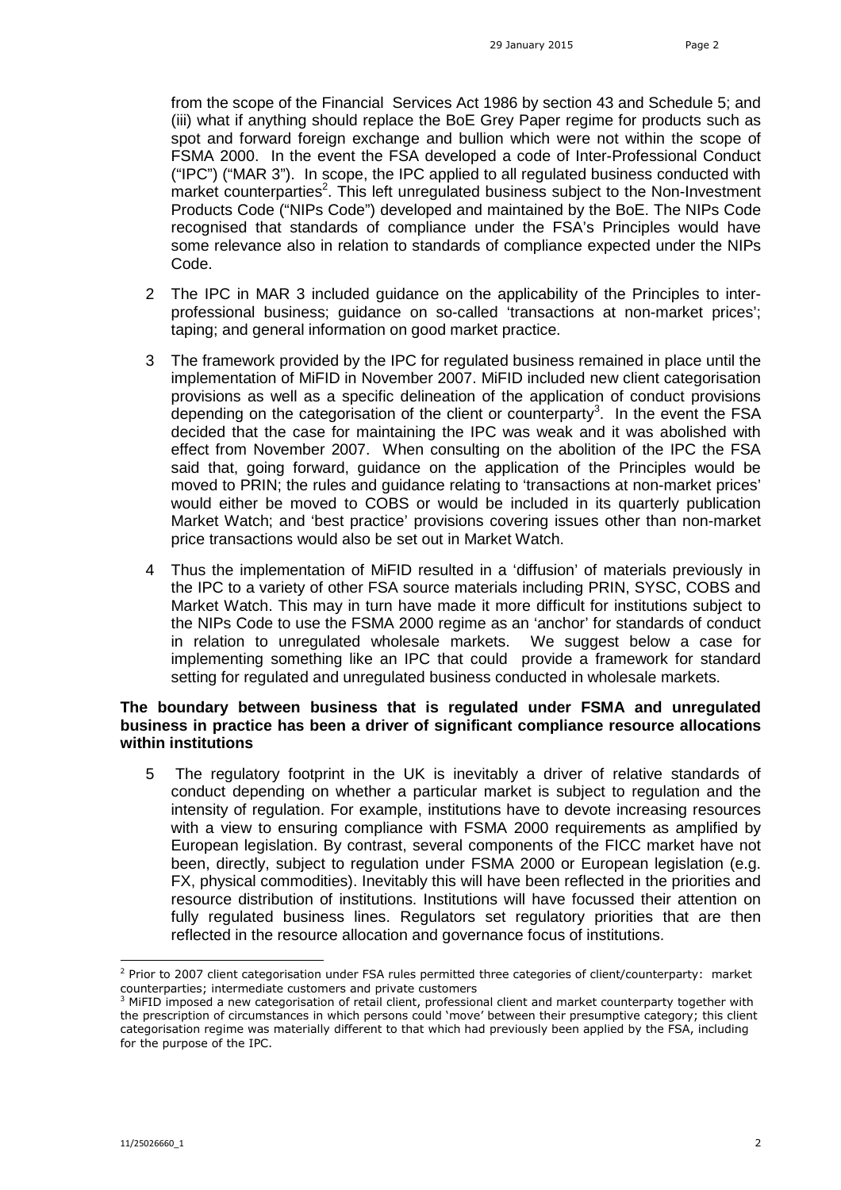from the scope of the Financial Services Act 1986 by section 43 and Schedule 5; and (iii) what if anything should replace the BoE Grey Paper regime for products such as spot and forward foreign exchange and bullion which were not within the scope of FSMA 2000. In the event the FSA developed a code of Inter-Professional Conduct ("IPC") ("MAR 3"). In scope, the IPC applied to all regulated business conducted with market counterparties[2]. This left unregulated business subject to the Non-Investment Products Code ("NIPs Code") developed and maintained by the BoE. The NIPs Code recognised that standards of compliance under the FSA's Principles would have some relevance also in relation to standards of compliance expected under the NIPs Code.

2 The IPC in MAR 3 included guidance on the applicability of the Principles to inter-professional business; guidance on so-called 'transactions at non-market prices'; taping; and general information on good market practice.

3 The framework provided by the IPC for regulated business remained in place until the implementation of MiFID in November 2007. MiFID included new client categorisation provisions as well as a specific delineation of the application of conduct provisions depending on the categorisation of the client or counterparty[3]. In the event the FSA decided that the case for maintaining the IPC was weak and it was abolished with effect from November 2007. When consulting on the abolition of the IPC the FSA said that, going forward, guidance on the application of the Principles would be moved to PRIN; the rules and guidance relating to 'transactions at non-market prices' would either be moved to COBS or would be included in its quarterly publication Market Watch; and 'best practice' provisions covering issues other than non-market price transactions would also be set out in Market Watch.

4 Thus the implementation of MiFID resulted in a 'diffusion' of materials previously in the IPC to a variety of other FSA source materials including PRIN, SYSC, COBS and Market Watch. This may in turn have made it more difficult for institutions subject to the NIPs Code to use the FSMA 2000 regime as an 'anchor' for standards of conduct in relation to unregulated wholesale markets. We suggest below a case for implementing something like an IPC that could provide a framework for standard setting for regulated and unregulated business conducted in wholesale markets.

**The boundary between business that is regulated under FSMA and unregulated business in practice has been a driver of significant compliance resource allocations within institutions**

5 The regulatory footprint in the UK is inevitably a driver of relative standards of conduct depending on whether a particular market is subject to regulation and the intensity of regulation. For example, institutions have to devote increasing resources with a view to ensuring compliance with FSMA 2000 requirements as amplified by European legislation. By contrast, several components of the FICC market have not been, directly, subject to regulation under FSMA 2000 or European legislation (e.g. FX, physical commodities). Inevitably this will have been reflected in the priorities and resource distribution of institutions. Institutions will have focussed their attention on fully regulated business lines. Regulators set regulatory priorities that are then reflected in the resource allocation and governance focus of institutions.

---

[2] Prior to 2007 client categorisation under FSA rules permitted three categories of client/counterparty: market counterparties; intermediate customers and private customers

[3] MiFID imposed a new categorisation of retail client, professional client and market counterparty together with the prescription of circumstances in which persons could 'move' between their presumptive category; this client categorisation regime was materially different to that which had previously been applied by the FSA, including for the purpose of the IPC.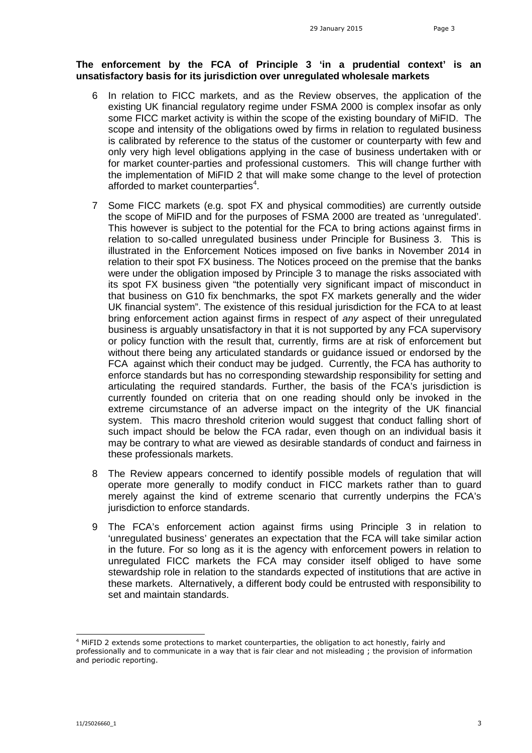**The enforcement by the FCA of Principle 3 'in a prudential context' is an unsatisfactory basis for its jurisdiction over unregulated wholesale markets**

6 In relation to FICC markets, and as the Review observes, the application of the existing UK financial regulatory regime under FSMA 2000 is complex insofar as only some FICC market activity is within the scope of the existing boundary of MiFID. The scope and intensity of the obligations owed by firms in relation to regulated business is calibrated by reference to the status of the customer or counterparty with few and only very high level obligations applying in the case of business undertaken with or for market counter-parties and professional customers. This will change further with the implementation of MiFID 2 that will make some change to the level of protection afforded to market counterparties[4].

7 Some FICC markets (e.g. spot FX and physical commodities) are currently outside the scope of MiFID and for the purposes of FSMA 2000 are treated as 'unregulated'. This however is subject to the potential for the FCA to bring actions against firms in relation to so-called unregulated business under Principle for Business 3. This is illustrated in the Enforcement Notices imposed on five banks in November 2014 in relation to their spot FX business. The Notices proceed on the premise that the banks were under the obligation imposed by Principle 3 to manage the risks associated with its spot FX business given "the potentially very significant impact of misconduct in that business on G10 fix benchmarks, the spot FX markets generally and the wider UK financial system". The existence of this residual jurisdiction for the FCA to at least bring enforcement action against firms in respect of *any* aspect of their unregulated business is arguably unsatisfactory in that it is not supported by any FCA supervisory or policy function with the result that, currently, firms are at risk of enforcement but without there being any articulated standards or guidance issued or endorsed by the FCA against which their conduct may be judged. Currently, the FCA has authority to enforce standards but has no corresponding stewardship responsibility for setting and articulating the required standards. Further, the basis of the FCA's jurisdiction is currently founded on criteria that on one reading should only be invoked in the extreme circumstance of an adverse impact on the integrity of the UK financial system. This macro threshold criterion would suggest that conduct falling short of such impact should be below the FCA radar, even though on an individual basis it may be contrary to what are viewed as desirable standards of conduct and fairness in these professionals markets.

8 The Review appears concerned to identify possible models of regulation that will operate more generally to modify conduct in FICC markets rather than to guard merely against the kind of extreme scenario that currently underpins the FCA's jurisdiction to enforce standards.

9 The FCA's enforcement action against firms using Principle 3 in relation to 'unregulated business' generates an expectation that the FCA will take similar action in the future. For so long as it is the agency with enforcement powers in relation to unregulated FICC markets the FCA may consider itself obliged to have some stewardship role in relation to the standards expected of institutions that are active in these markets. Alternatively, a different body could be entrusted with responsibility to set and maintain standards.

[4] MiFID 2 extends some protections to market counterparties, the obligation to act honestly, fairly and professionally and to communicate in a way that is fair clear and not misleading ; the provision of information and periodic reporting.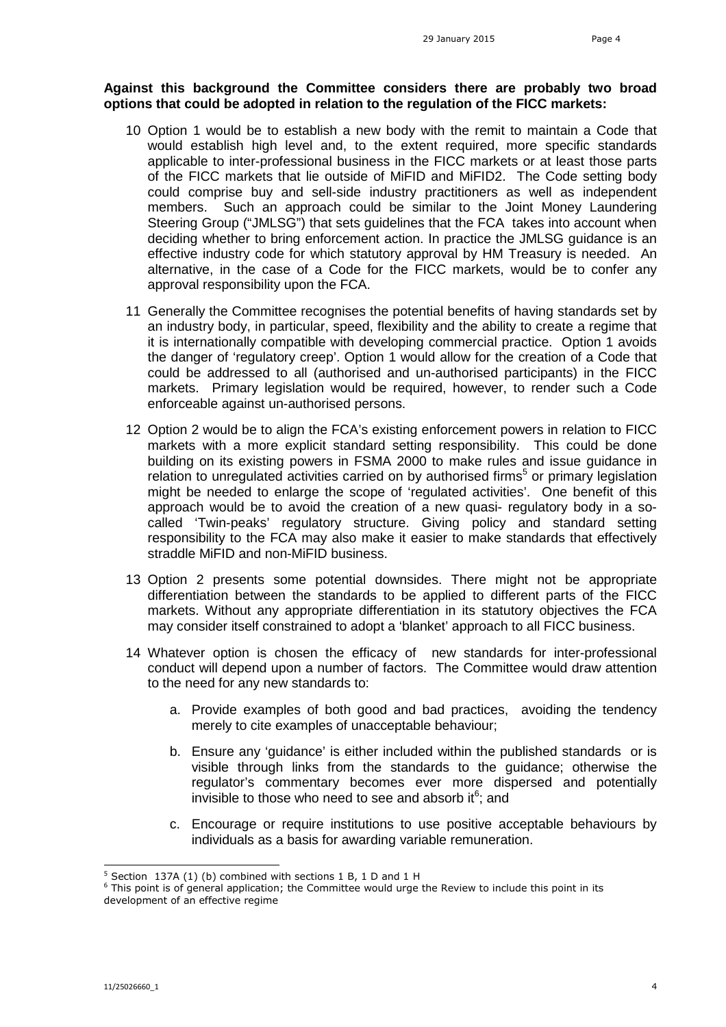**Against this background the Committee considers there are probably two broad options that could be adopted in relation to the regulation of the FICC markets:**

10 Option 1 would be to establish a new body with the remit to maintain a Code that would establish high level and, to the extent required, more specific standards applicable to inter-professional business in the FICC markets or at least those parts of the FICC markets that lie outside of MiFID and MiFID2. The Code setting body could comprise buy and sell-side industry practitioners as well as independent members. Such an approach could be similar to the Joint Money Laundering Steering Group ("JMLSG") that sets guidelines that the FCA takes into account when deciding whether to bring enforcement action. In practice the JMLSG guidance is an effective industry code for which statutory approval by HM Treasury is needed. An alternative, in the case of a Code for the FICC markets, would be to confer any approval responsibility upon the FCA.

11 Generally the Committee recognises the potential benefits of having standards set by an industry body, in particular, speed, flexibility and the ability to create a regime that it is internationally compatible with developing commercial practice. Option 1 avoids the danger of 'regulatory creep'. Option 1 would allow for the creation of a Code that could be addressed to all (authorised and un-authorised participants) in the FICC markets. Primary legislation would be required, however, to render such a Code enforceable against un-authorised persons.

12 Option 2 would be to align the FCA's existing enforcement powers in relation to FICC markets with a more explicit standard setting responsibility. This could be done building on its existing powers in FSMA 2000 to make rules and issue guidance in relation to unregulated activities carried on by authorised firms[5] or primary legislation might be needed to enlarge the scope of 'regulated activities'. One benefit of this approach would be to avoid the creation of a new quasi- regulatory body in a so-called 'Twin-peaks' regulatory structure. Giving policy and standard setting responsibility to the FCA may also make it easier to make standards that effectively straddle MiFID and non-MiFID business.

13 Option 2 presents some potential downsides. There might not be appropriate differentiation between the standards to be applied to different parts of the FICC markets. Without any appropriate differentiation in its statutory objectives the FCA may consider itself constrained to adopt a 'blanket' approach to all FICC business.

14 Whatever option is chosen the efficacy of new standards for inter-professional conduct will depend upon a number of factors. The Committee would draw attention to the need for any new standards to:

a. Provide examples of both good and bad practices, avoiding the tendency merely to cite examples of unacceptable behaviour;

b. Ensure any 'guidance' is either included within the published standards or is visible through links from the standards to the guidance; otherwise the regulator's commentary becomes ever more dispersed and potentially invisible to those who need to see and absorb it[6]; and

c. Encourage or require institutions to use positive acceptable behaviours by individuals as a basis for awarding variable remuneration.

---

[5] Section 137A (1) (b) combined with sections 1 B, 1 D and 1 H

[6] This point is of general application; the Committee would urge the Review to include this point in its development of an effective regime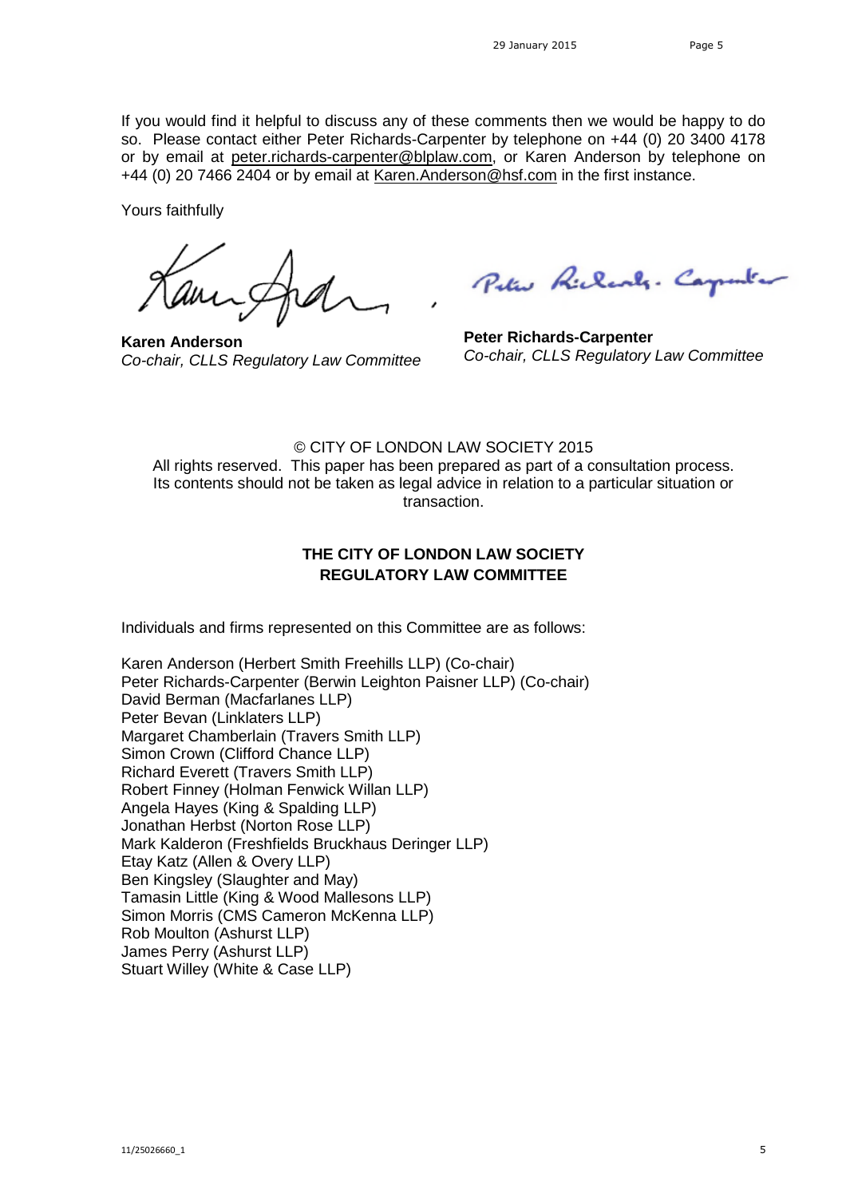If you would find it helpful to discuss any of these comments then we would be happy to do so. Please contact either Peter Richards-Carpenter by telephone on +44 (0) 20 3400 4178 or by email at peter.richards-carpenter@blplaw.com, or Karen Anderson by telephone on +44 (0) 20 7466 2404 or by email at Karen.Anderson@hsf.com in the first instance.

Yours faithfully

**Karen Anderson**
*Co-chair, CLLS Regulatory Law Committee*

**Peter Richards-Carpenter**
*Co-chair, CLLS Regulatory Law Committee*

© CITY OF LONDON LAW SOCIETY 2015
All rights reserved. This paper has been prepared as part of a consultation process. Its contents should not be taken as legal advice in relation to a particular situation or transaction.

**THE CITY OF LONDON LAW SOCIETY**
**REGULATORY LAW COMMITTEE**

Individuals and firms represented on this Committee are as follows:

Karen Anderson (Herbert Smith Freehills LLP) (Co-chair)
Peter Richards-Carpenter (Berwin Leighton Paisner LLP) (Co-chair)
David Berman (Macfarlanes LLP)
Peter Bevan (Linklaters LLP)
Margaret Chamberlain (Travers Smith LLP)
Simon Crown (Clifford Chance LLP)
Richard Everett (Travers Smith LLP)
Robert Finney (Holman Fenwick Willan LLP)
Angela Hayes (King & Spalding LLP)
Jonathan Herbst (Norton Rose LLP)
Mark Kalderon (Freshfields Bruckhaus Deringer LLP)
Etay Katz (Allen & Overy LLP)
Ben Kingsley (Slaughter and May)
Tamasin Little (King & Wood Mallesons LLP)
Simon Morris (CMS Cameron McKenna LLP)
Rob Moulton (Ashurst LLP)
James Perry (Ashurst LLP)
Stuart Willey (White & Case LLP)